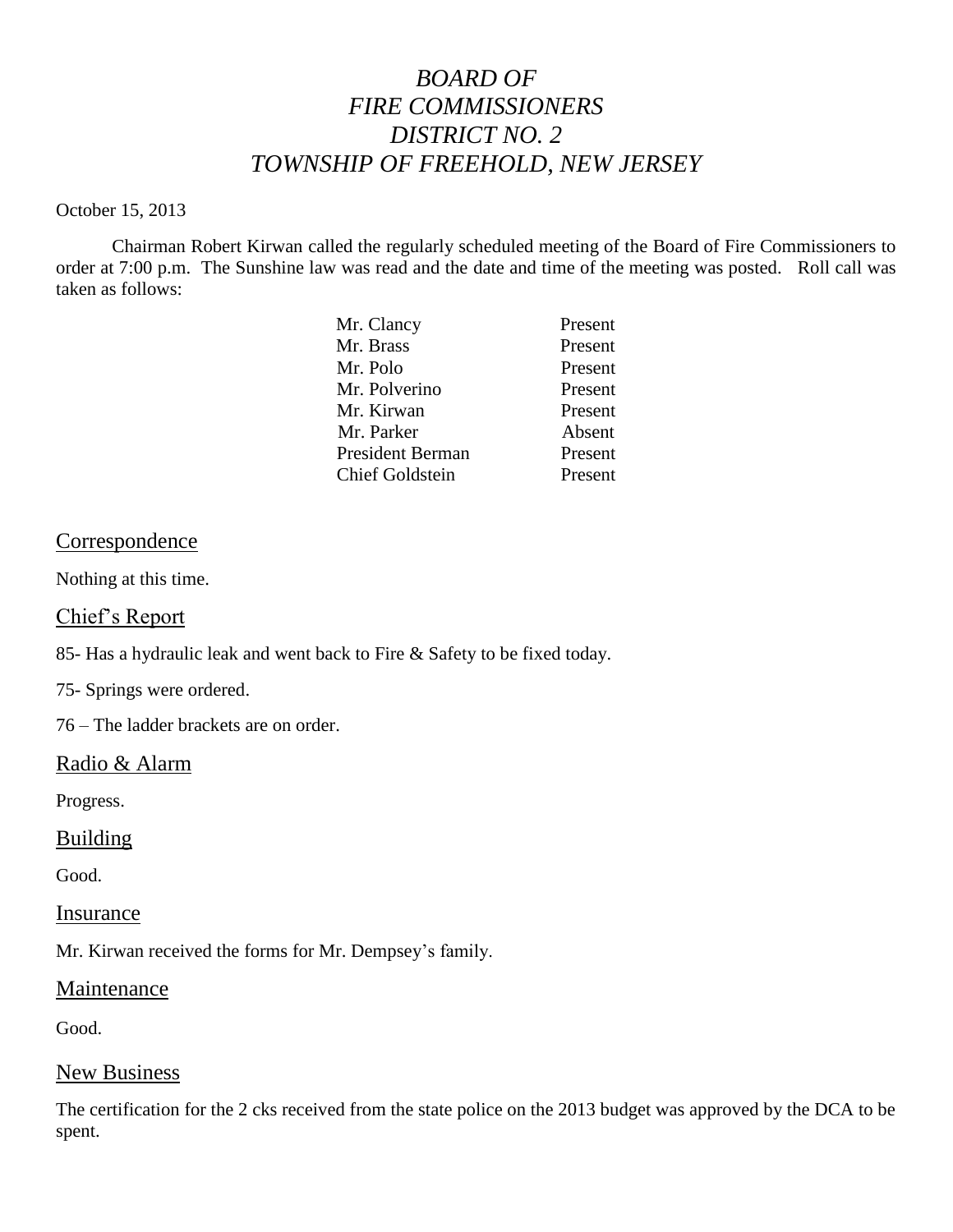# *BOARD OF FIRE COMMISSIONERS DISTRICT NO. 2 TOWNSHIP OF FREEHOLD, NEW JERSEY*

October 15, 2013

Chairman Robert Kirwan called the regularly scheduled meeting of the Board of Fire Commissioners to order at 7:00 p.m. The Sunshine law was read and the date and time of the meeting was posted. Roll call was taken as follows:

| | |
|---|---|
| Mr. Clancy | Present |
| Mr. Brass | Present |
| Mr. Polo | Present |
| Mr. Polverino | Present |
| Mr. Kirwan | Present |
| Mr. Parker | Absent |
| President Berman | Present |
| Chief Goldstein | Present |

## Correspondence

Nothing at this time.

## Chief's Report

85- Has a hydraulic leak and went back to Fire & Safety to be fixed today.

75- Springs were ordered.

76 – The ladder brackets are on order.

## Radio & Alarm

Progress.

## Building

Good.

## Insurance

Mr. Kirwan received the forms for Mr. Dempsey's family.

## Maintenance

Good.

## New Business

The certification for the 2 cks received from the state police on the 2013 budget was approved by the DCA to be spent.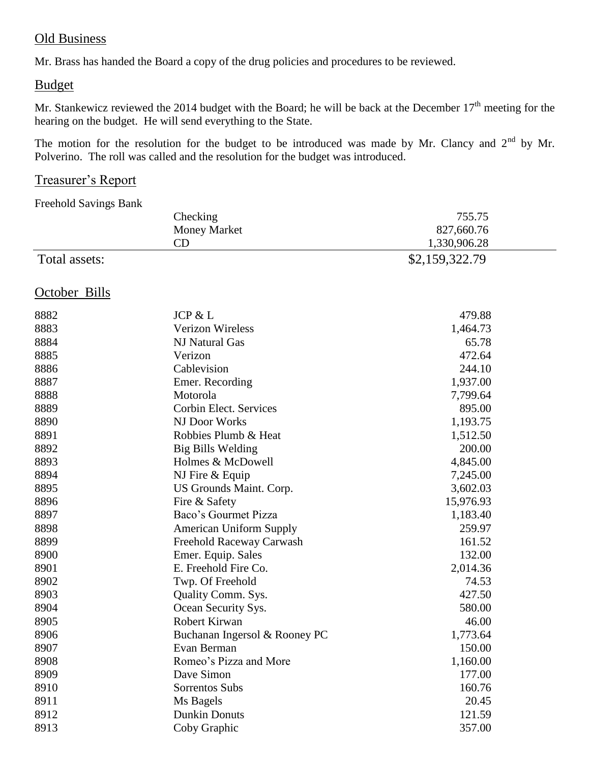## Old Business

Mr. Brass has handed the Board a copy of the drug policies and procedures to be reviewed.

## Budget

Mr. Stankewicz reviewed the 2014 budget with the Board; he will be back at the December 17th meeting for the hearing on the budget. He will send everything to the State.

The motion for the resolution for the budget to be introduced was made by Mr. Clancy and 2nd by Mr. Polverino. The roll was called and the resolution for the budget was introduced.

## Treasurer's Report

| Freehold Savings Bank | | |
|---|---|---|
| | Checking | 755.75 |
| | Money Market | 827,660.76 |
| | CD | 1,330,906.28 |
| Total assets: | | $2,159,322.79 |

## October Bills

| | | |
|---|---|---|
| 8882 | JCP & L | 479.88 |
| 8883 | Verizon Wireless | 1,464.73 |
| 8884 | NJ Natural Gas | 65.78 |
| 8885 | Verizon | 472.64 |
| 8886 | Cablevision | 244.10 |
| 8887 | Emer. Recording | 1,937.00 |
| 8888 | Motorola | 7,799.64 |
| 8889 | Corbin Elect. Services | 895.00 |
| 8890 | NJ Door Works | 1,193.75 |
| 8891 | Robbies Plumb & Heat | 1,512.50 |
| 8892 | Big Bills Welding | 200.00 |
| 8893 | Holmes & McDowell | 4,845.00 |
| 8894 | NJ Fire & Equip | 7,245.00 |
| 8895 | US Grounds Maint. Corp. | 3,602.03 |
| 8896 | Fire & Safety | 15,976.93 |
| 8897 | Baco's Gourmet Pizza | 1,183.40 |
| 8898 | American Uniform Supply | 259.97 |
| 8899 | Freehold Raceway Carwash | 161.52 |
| 8900 | Emer. Equip. Sales | 132.00 |
| 8901 | E. Freehold Fire Co. | 2,014.36 |
| 8902 | Twp. Of Freehold | 74.53 |
| 8903 | Quality Comm. Sys. | 427.50 |
| 8904 | Ocean Security Sys. | 580.00 |
| 8905 | Robert Kirwan | 46.00 |
| 8906 | Buchanan Ingersol & Rooney PC | 1,773.64 |
| 8907 | Evan Berman | 150.00 |
| 8908 | Romeo's Pizza and More | 1,160.00 |
| 8909 | Dave Simon | 177.00 |
| 8910 | Sorrentos Subs | 160.76 |
| 8911 | Ms Bagels | 20.45 |
| 8912 | Dunkin Donuts | 121.59 |
| 8913 | Coby Graphic | 357.00 |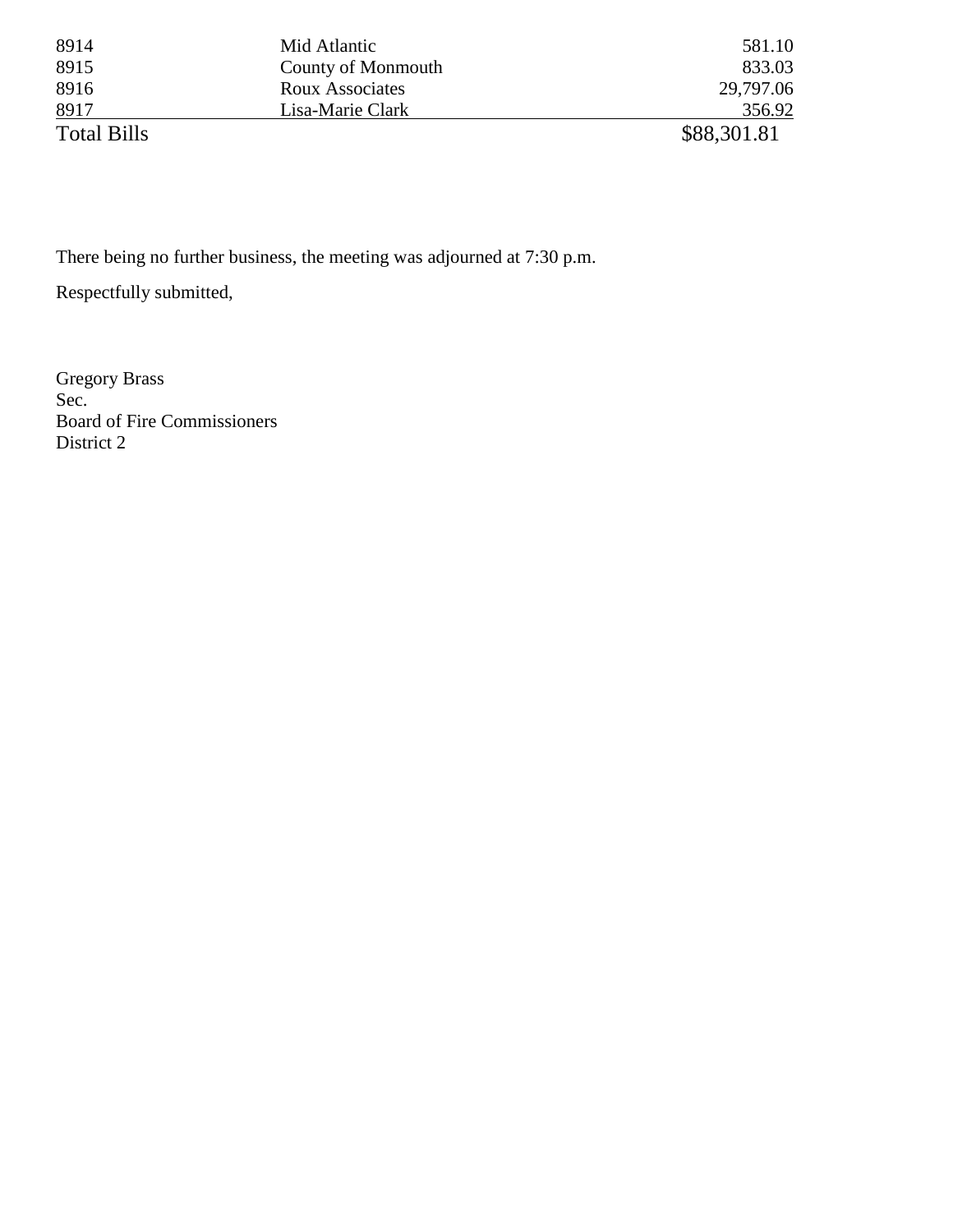| | | |
|---|---|---|
| 8914 | Mid Atlantic | 581.10 |
| 8915 | County of Monmouth | 833.03 |
| 8916 | Roux Associates | 29,797.06 |
| 8917 | Lisa-Marie Clark | 356.92 |
| Total Bills | | $88,301.81 |

There being no further business, the meeting was adjourned at 7:30 p.m.

Respectfully submitted,

Gregory Brass
Sec.
Board of Fire Commissioners
District 2